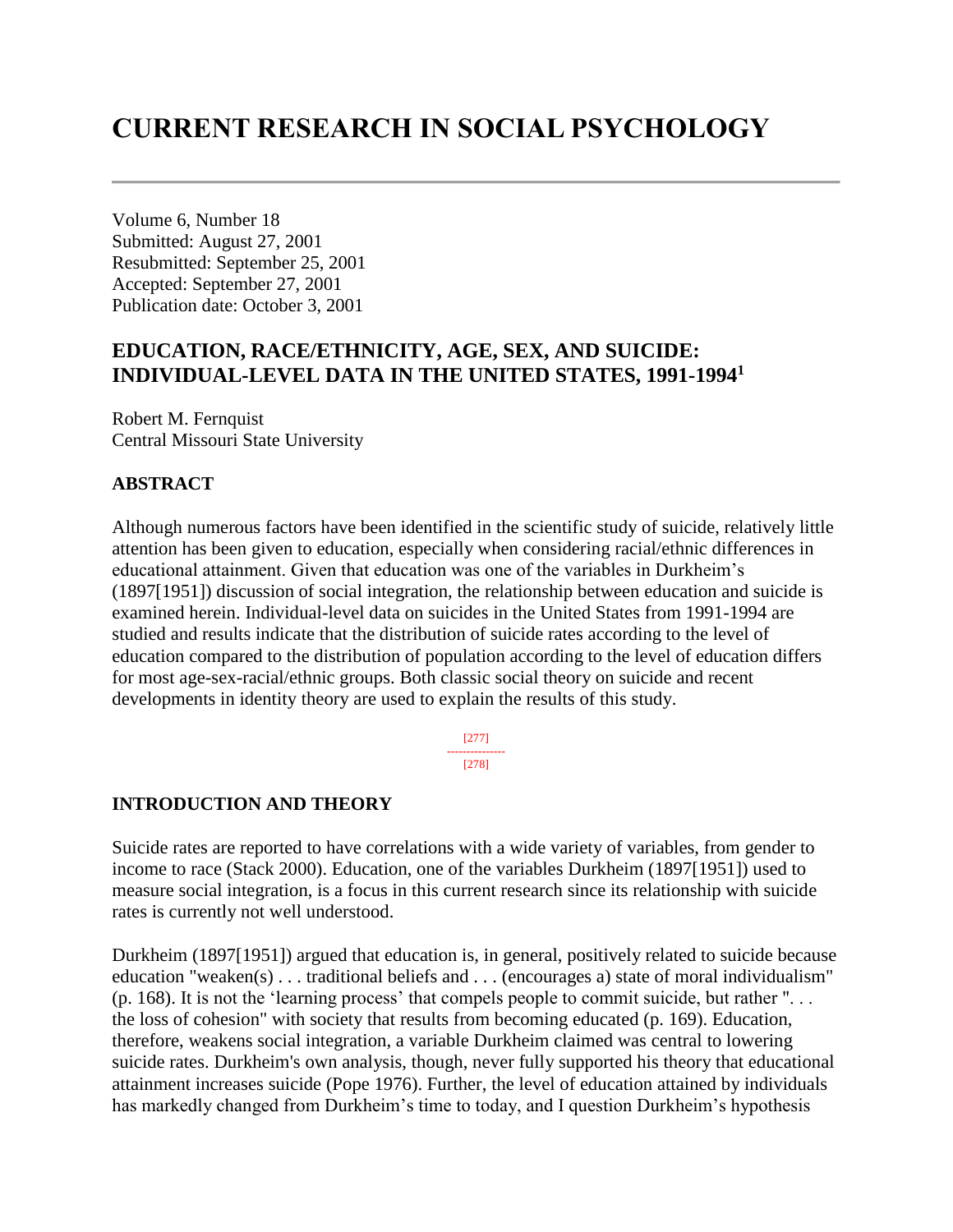# CURRENT RESEARCH IN SOCIAL PSYCHOLOGY

Volume 6, Number 18
Submitted: August 27, 2001
Resubmitted: September 25, 2001
Accepted: September 27, 2001
Publication date: October 3, 2001

## EDUCATION, RACE/ETHNICITY, AGE, SEX, AND SUICIDE: INDIVIDUAL-LEVEL DATA IN THE UNITED STATES, 1991-1994[1]

Robert M. Fernquist
Central Missouri State University

### ABSTRACT

Although numerous factors have been identified in the scientific study of suicide, relatively little attention has been given to education, especially when considering racial/ethnic differences in educational attainment. Given that education was one of the variables in Durkheim's (1897[1951]) discussion of social integration, the relationship between education and suicide is examined herein. Individual-level data on suicides in the United States from 1991-1994 are studied and results indicate that the distribution of suicide rates according to the level of education compared to the distribution of population according to the level of education differs for most age-sex-racial/ethnic groups. Both classic social theory on suicide and recent developments in identity theory are used to explain the results of this study.

### INTRODUCTION AND THEORY

Suicide rates are reported to have correlations with a wide variety of variables, from gender to income to race (Stack 2000). Education, one of the variables Durkheim (1897[1951]) used to measure social integration, is a focus in this current research since its relationship with suicide rates is currently not well understood.

Durkheim (1897[1951]) argued that education is, in general, positively related to suicide because education "weaken(s) . . . traditional beliefs and . . . (encourages a) state of moral individualism" (p. 168). It is not the 'learning process' that compels people to commit suicide, but rather ". . . the loss of cohesion" with society that results from becoming educated (p. 169). Education, therefore, weakens social integration, a variable Durkheim claimed was central to lowering suicide rates. Durkheim's own analysis, though, never fully supported his theory that educational attainment increases suicide (Pope 1976). Further, the level of education attained by individuals has markedly changed from Durkheim's time to today, and I question Durkheim's hypothesis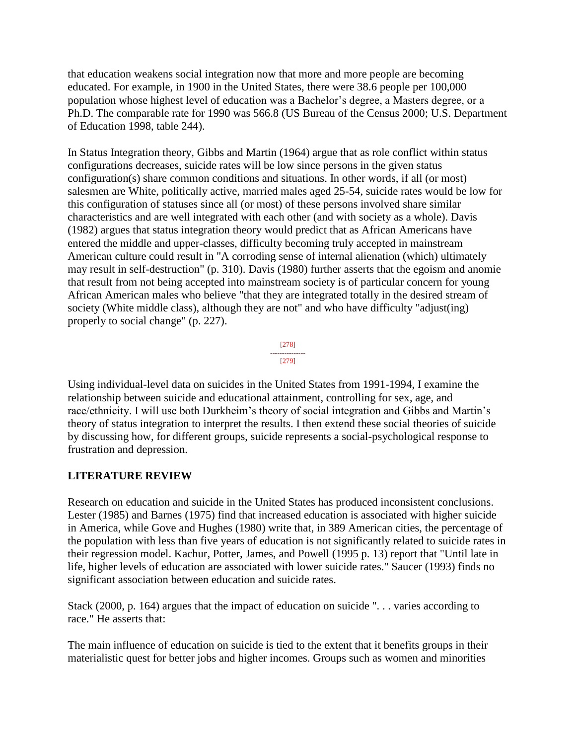that education weakens social integration now that more and more people are becoming educated. For example, in 1900 in the United States, there were 38.6 people per 100,000 population whose highest level of education was a Bachelor's degree, a Masters degree, or a Ph.D. The comparable rate for 1990 was 566.8 (US Bureau of the Census 2000; U.S. Department of Education 1998, table 244).

In Status Integration theory, Gibbs and Martin (1964) argue that as role conflict within status configurations decreases, suicide rates will be low since persons in the given status configuration(s) share common conditions and situations. In other words, if all (or most) salesmen are White, politically active, married males aged 25-54, suicide rates would be low for this configuration of statuses since all (or most) of these persons involved share similar characteristics and are well integrated with each other (and with society as a whole). Davis (1982) argues that status integration theory would predict that as African Americans have entered the middle and upper-classes, difficulty becoming truly accepted in mainstream American culture could result in "A corroding sense of internal alienation (which) ultimately may result in self-destruction" (p. 310). Davis (1980) further asserts that the egoism and anomie that result from not being accepted into mainstream society is of particular concern for young African American males who believe "that they are integrated totally in the desired stream of society (White middle class), although they are not" and who have difficulty "adjust(ing) properly to social change" (p. 227).

Using individual-level data on suicides in the United States from 1991-1994, I examine the relationship between suicide and educational attainment, controlling for sex, age, and race/ethnicity. I will use both Durkheim's theory of social integration and Gibbs and Martin's theory of status integration to interpret the results. I then extend these social theories of suicide by discussing how, for different groups, suicide represents a social-psychological response to frustration and depression.

## LITERATURE REVIEW

Research on education and suicide in the United States has produced inconsistent conclusions. Lester (1985) and Barnes (1975) find that increased education is associated with higher suicide in America, while Gove and Hughes (1980) write that, in 389 American cities, the percentage of the population with less than five years of education is not significantly related to suicide rates in their regression model. Kachur, Potter, James, and Powell (1995 p. 13) report that "Until late in life, higher levels of education are associated with lower suicide rates." Saucer (1993) finds no significant association between education and suicide rates.

Stack (2000, p. 164) argues that the impact of education on suicide ". . . varies according to race." He asserts that:

The main influence of education on suicide is tied to the extent that it benefits groups in their materialistic quest for better jobs and higher incomes. Groups such as women and minorities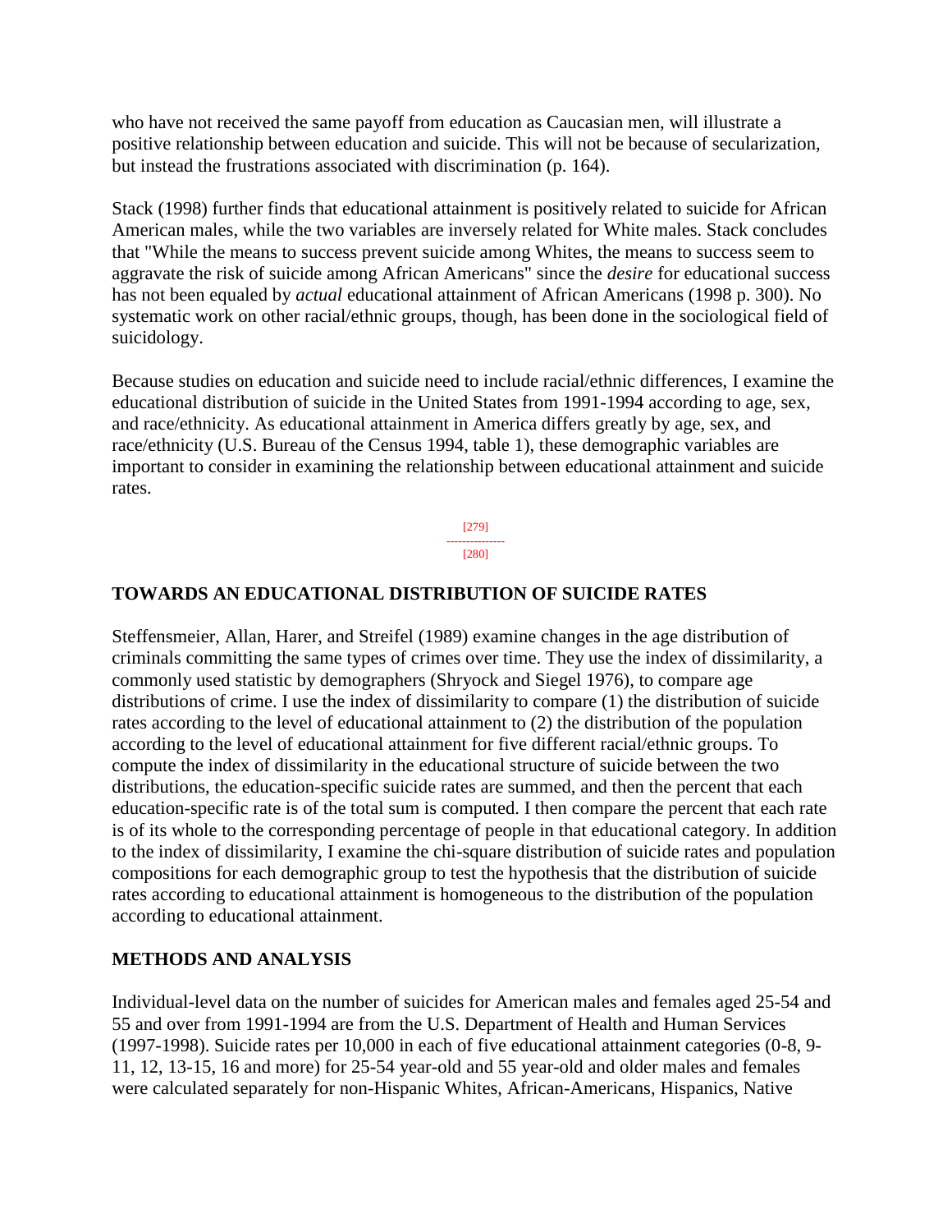who have not received the same payoff from education as Caucasian men, will illustrate a positive relationship between education and suicide. This will not be because of secularization, but instead the frustrations associated with discrimination (p. 164).

Stack (1998) further finds that educational attainment is positively related to suicide for African American males, while the two variables are inversely related for White males. Stack concludes that "While the means to success prevent suicide among Whites, the means to success seem to aggravate the risk of suicide among African Americans" since the *desire* for educational success has not been equaled by *actual* educational attainment of African Americans (1998 p. 300). No systematic work on other racial/ethnic groups, though, has been done in the sociological field of suicidology.

Because studies on education and suicide need to include racial/ethnic differences, I examine the educational distribution of suicide in the United States from 1991-1994 according to age, sex, and race/ethnicity. As educational attainment in America differs greatly by age, sex, and race/ethnicity (U.S. Bureau of the Census 1994, table 1), these demographic variables are important to consider in examining the relationship between educational attainment and suicide rates.

## TOWARDS AN EDUCATIONAL DISTRIBUTION OF SUICIDE RATES

Steffensmeier, Allan, Harer, and Streifel (1989) examine changes in the age distribution of criminals committing the same types of crimes over time. They use the index of dissimilarity, a commonly used statistic by demographers (Shryock and Siegel 1976), to compare age distributions of crime. I use the index of dissimilarity to compare (1) the distribution of suicide rates according to the level of educational attainment to (2) the distribution of the population according to the level of educational attainment for five different racial/ethnic groups. To compute the index of dissimilarity in the educational structure of suicide between the two distributions, the education-specific suicide rates are summed, and then the percent that each education-specific rate is of the total sum is computed. I then compare the percent that each rate is of its whole to the corresponding percentage of people in that educational category. In addition to the index of dissimilarity, I examine the chi-square distribution of suicide rates and population compositions for each demographic group to test the hypothesis that the distribution of suicide rates according to educational attainment is homogeneous to the distribution of the population according to educational attainment.

## METHODS AND ANALYSIS

Individual-level data on the number of suicides for American males and females aged 25-54 and 55 and over from 1991-1994 are from the U.S. Department of Health and Human Services (1997-1998). Suicide rates per 10,000 in each of five educational attainment categories (0-8, 9-11, 12, 13-15, 16 and more) for 25-54 year-old and 55 year-old and older males and females were calculated separately for non-Hispanic Whites, African-Americans, Hispanics, Native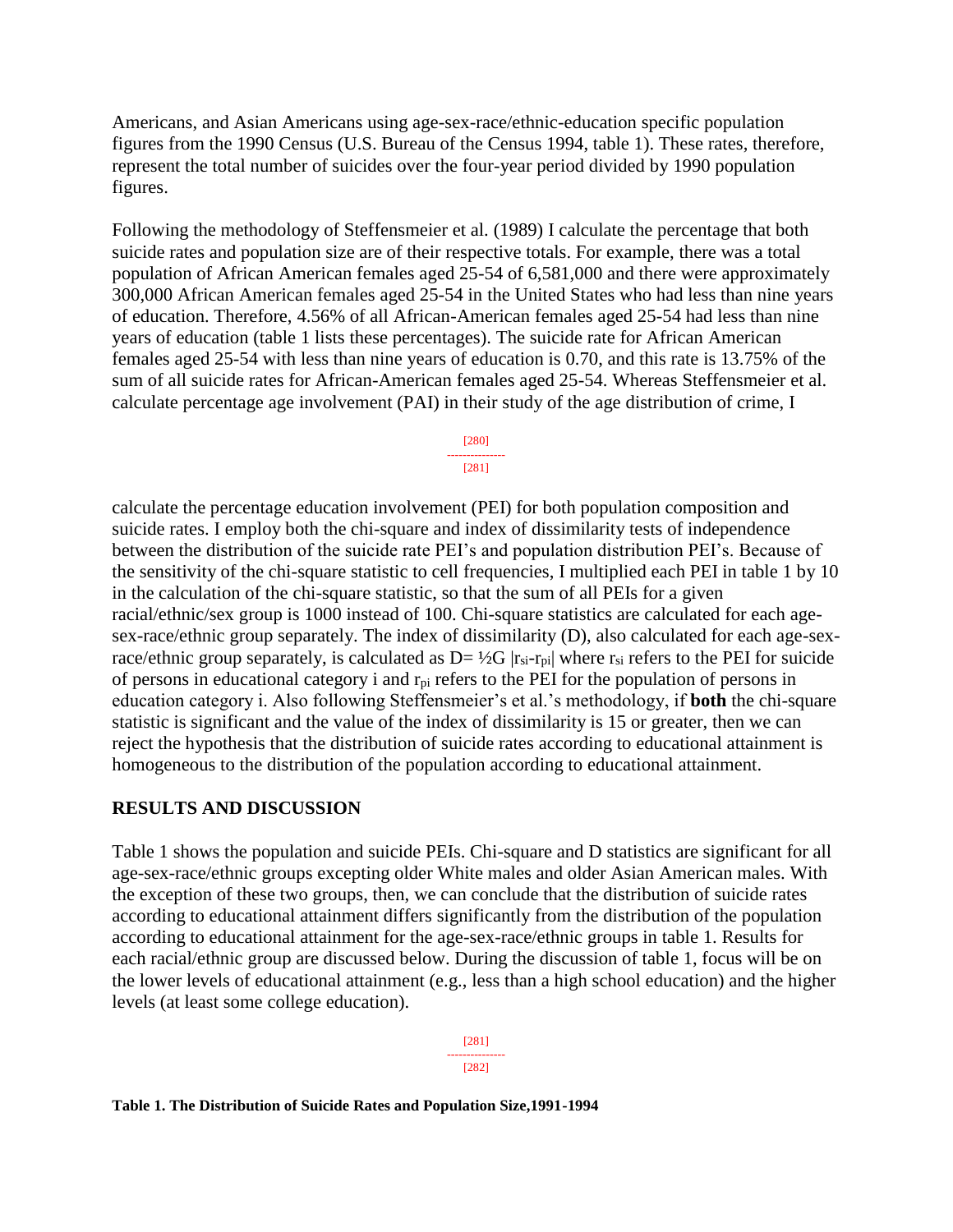Americans, and Asian Americans using age-sex-race/ethnic-education specific population figures from the 1990 Census (U.S. Bureau of the Census 1994, table 1). These rates, therefore, represent the total number of suicides over the four-year period divided by 1990 population figures.

Following the methodology of Steffensmeier et al. (1989) I calculate the percentage that both suicide rates and population size are of their respective totals. For example, there was a total population of African American females aged 25-54 of 6,581,000 and there were approximately 300,000 African American females aged 25-54 in the United States who had less than nine years of education. Therefore, 4.56% of all African-American females aged 25-54 had less than nine years of education (table 1 lists these percentages). The suicide rate for African American females aged 25-54 with less than nine years of education is 0.70, and this rate is 13.75% of the sum of all suicide rates for African-American females aged 25-54. Whereas Steffensmeier et al. calculate percentage age involvement (PAI) in their study of the age distribution of crime, I calculate the percentage education involvement (PEI) for both population composition and suicide rates. I employ both the chi-square and index of dissimilarity tests of independence between the distribution of the suicide rate PEI's and population distribution PEI's. Because of the sensitivity of the chi-square statistic to cell frequencies, I multiplied each PEI in table 1 by 10 in the calculation of the chi-square statistic, so that the sum of all PEIs for a given racial/ethnic/sex group is 1000 instead of 100. Chi-square statistics are calculated for each age-sex-race/ethnic group separately. The index of dissimilarity (D), also calculated for each age-sex-race/ethnic group separately, is calculated as $D= \frac{1}{2}G |r_{si}-r_{pi}|$ where $r_{si}$ refers to the PEI for suicide of persons in educational category i and $r_{pi}$ refers to the PEI for the population of persons in education category i. Also following Steffensmeier's et al.'s methodology, if **both** the chi-square statistic is significant and the value of the index of dissimilarity is 15 or greater, then we can reject the hypothesis that the distribution of suicide rates according to educational attainment is homogeneous to the distribution of the population according to educational attainment.

## RESULTS AND DISCUSSION

Table 1 shows the population and suicide PEIs. Chi-square and D statistics are significant for all age-sex-race/ethnic groups excepting older White males and older Asian American males. With the exception of these two groups, then, we can conclude that the distribution of suicide rates according to educational attainment differs significantly from the distribution of the population according to educational attainment for the age-sex-race/ethnic groups in table 1. Results for each racial/ethnic group are discussed below. During the discussion of table 1, focus will be on the lower levels of educational attainment (e.g., less than a high school education) and the higher levels (at least some college education).

**Table 1. The Distribution of Suicide Rates and Population Size,1991-1994**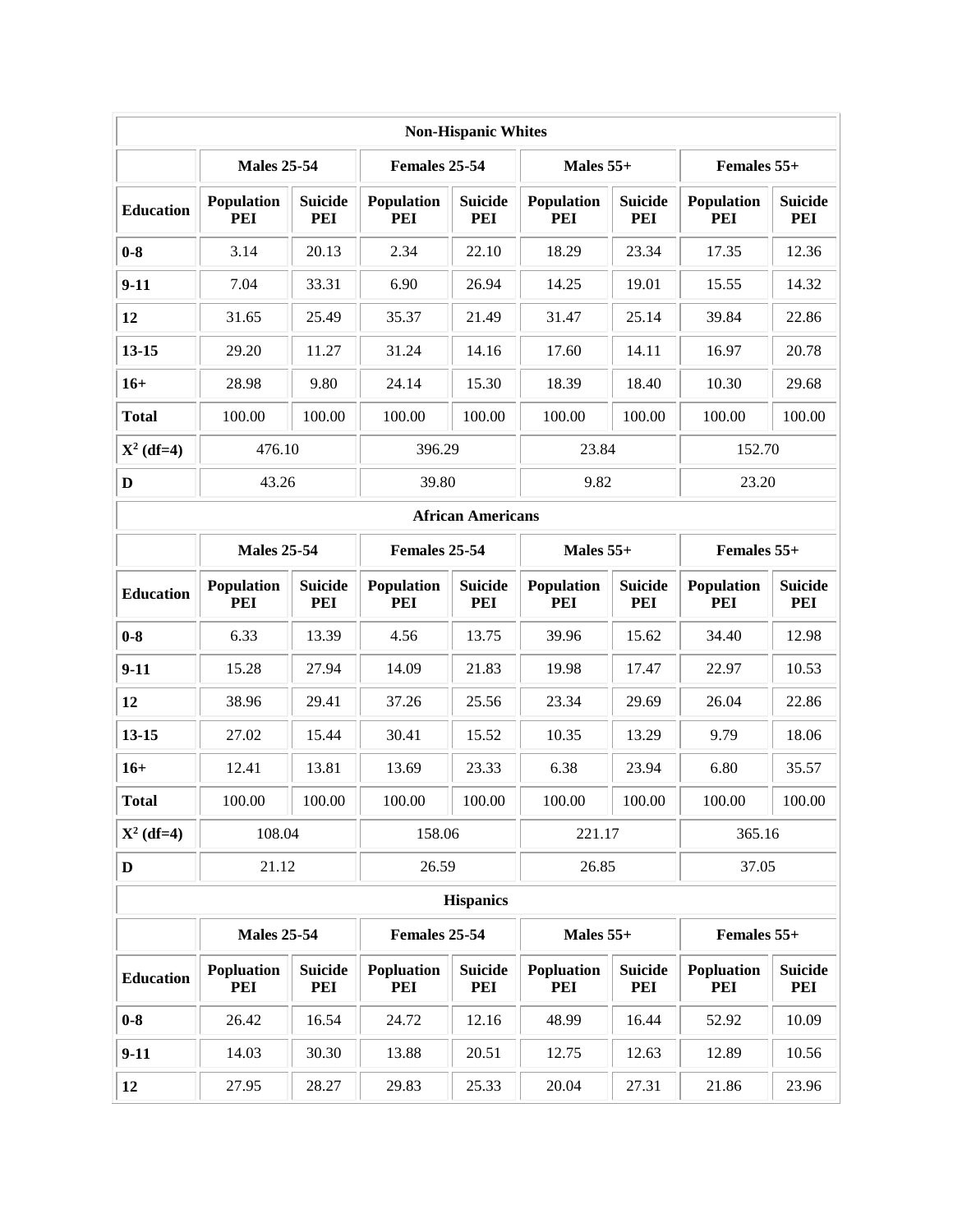| Non-Hispanic Whites | | | | | | | | |
|---|---|---|---|---|---|---|---|---|
| | Males 25-54 | | Females 25-54 | | Males 55+ | | Females 55+ | |
| **Education** | **Population PEI** | **Suicide PEI** | **Population PEI** | **Suicide PEI** | **Population PEI** | **Suicide PEI** | **Population PEI** | **Suicide PEI** |
| **0-8** | 3.14 | 20.13 | 2.34 | 22.10 | 18.29 | 23.34 | 17.35 | 12.36 |
| **9-11** | 7.04 | 33.31 | 6.90 | 26.94 | 14.25 | 19.01 | 15.55 | 14.32 |
| **12** | 31.65 | 25.49 | 35.37 | 21.49 | 31.47 | 25.14 | 39.84 | 22.86 |
| **13-15** | 29.20 | 11.27 | 31.24 | 14.16 | 17.60 | 14.11 | 16.97 | 20.78 |
| **16+** | 28.98 | 9.80 | 24.14 | 15.30 | 18.39 | 18.40 | 10.30 | 29.68 |
| **Total** | 100.00 | 100.00 | 100.00 | 100.00 | 100.00 | 100.00 | 100.00 | 100.00 |
| **$X^2$ (df=4)** | 476.10 | | 396.29 | | 23.84 | | 152.70 | |
| **D** | 43.26 | | 39.80 | | 9.82 | | 23.20 | |
| **African Americans** | | | | | | | | |
| | Males 25-54 | | Females 25-54 | | Males 55+ | | Females 55+ | |
| **Education** | **Population PEI** | **Suicide PEI** | **Population PEI** | **Suicide PEI** | **Population PEI** | **Suicide PEI** | **Population PEI** | **Suicide PEI** |
| **0-8** | 6.33 | 13.39 | 4.56 | 13.75 | 39.96 | 15.62 | 34.40 | 12.98 |
| **9-11** | 15.28 | 27.94 | 14.09 | 21.83 | 19.98 | 17.47 | 22.97 | 10.53 |
| **12** | 38.96 | 29.41 | 37.26 | 25.56 | 23.34 | 29.69 | 26.04 | 22.86 |
| **13-15** | 27.02 | 15.44 | 30.41 | 15.52 | 10.35 | 13.29 | 9.79 | 18.06 |
| **16+** | 12.41 | 13.81 | 13.69 | 23.33 | 6.38 | 23.94 | 6.80 | 35.57 |
| **Total** | 100.00 | 100.00 | 100.00 | 100.00 | 100.00 | 100.00 | 100.00 | 100.00 |
| **$X^2$ (df=4)** | 108.04 | | 158.06 | | 221.17 | | 365.16 | |
| **D** | 21.12 | | 26.59 | | 26.85 | | 37.05 | |
| **Hispanics** | | | | | | | | |
| | Males 25-54 | | Females 25-54 | | Males 55+ | | Females 55+ | |
| **Education** | **Popluation PEI** | **Suicide PEI** | **Popluation PEI** | **Suicide PEI** | **Popluation PEI** | **Suicide PEI** | **Popluation PEI** | **Suicide PEI** |
| **0-8** | 26.42 | 16.54 | 24.72 | 12.16 | 48.99 | 16.44 | 52.92 | 10.09 |
| **9-11** | 14.03 | 30.30 | 13.88 | 20.51 | 12.75 | 12.63 | 12.89 | 10.56 |
| **12** | 27.95 | 28.27 | 29.83 | 25.33 | 20.04 | 27.31 | 21.86 | 23.96 |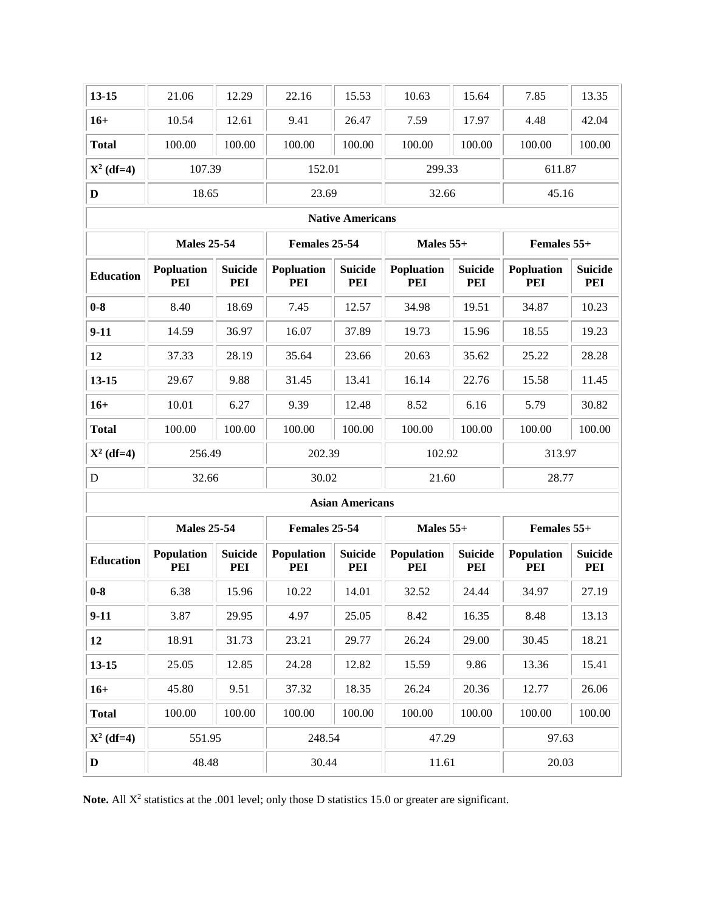| | | | | | | | | |
|---|---|---|---|---|---|---|---|---|
| **13-15** | 21.06 | 12.29 | 22.16 | 15.53 | 10.63 | 15.64 | 7.85 | 13.35 |
| **16+** | 10.54 | 12.61 | 9.41 | 26.47 | 7.59 | 17.97 | 4.48 | 42.04 |
| **Total** | 100.00 | 100.00 | 100.00 | 100.00 | 100.00 | 100.00 | 100.00 | 100.00 |
| **$X^2$ (df=4)** | 107.39 | | 152.01 | | 299.33 | | 611.87 | |
| **D** | 18.65 | | 23.69 | | 32.66 | | 45.16 | |

**Native Americans**

| | **Males 25-54** | | **Females 25-54** | | **Males 55+** | | **Females 55+** | |
|---|---|---|---|---|---|---|---|---|
| **Education** | **Popluation PEI** | **Suicide PEI** | **Popluation PEI** | **Suicide PEI** | **Popluation PEI** | **Suicide PEI** | **Popluation PEI** | **Suicide PEI** |
| **0-8** | 8.40 | 18.69 | 7.45 | 12.57 | 34.98 | 19.51 | 34.87 | 10.23 |
| **9-11** | 14.59 | 36.97 | 16.07 | 37.89 | 19.73 | 15.96 | 18.55 | 19.23 |
| **12** | 37.33 | 28.19 | 35.64 | 23.66 | 20.63 | 35.62 | 25.22 | 28.28 |
| **13-15** | 29.67 | 9.88 | 31.45 | 13.41 | 16.14 | 22.76 | 15.58 | 11.45 |
| **16+** | 10.01 | 6.27 | 9.39 | 12.48 | 8.52 | 6.16 | 5.79 | 30.82 |
| **Total** | 100.00 | 100.00 | 100.00 | 100.00 | 100.00 | 100.00 | 100.00 | 100.00 |
| **$X^2$ (df=4)** | 256.49 | | 202.39 | | 102.92 | | 313.97 | |
| D | 32.66 | | 30.02 | | 21.60 | | 28.77 | |

**Asian Americans**

| | **Males 25-54** | | **Females 25-54** | | **Males 55+** | | **Females 55+** | |
|---|---|---|---|---|---|---|---|---|
| **Education** | **Population PEI** | **Suicide PEI** | **Population PEI** | **Suicide PEI** | **Population PEI** | **Suicide PEI** | **Population PEI** | **Suicide PEI** |
| **0-8** | 6.38 | 15.96 | 10.22 | 14.01 | 32.52 | 24.44 | 34.97 | 27.19 |
| **9-11** | 3.87 | 29.95 | 4.97 | 25.05 | 8.42 | 16.35 | 8.48 | 13.13 |
| **12** | 18.91 | 31.73 | 23.21 | 29.77 | 26.24 | 29.00 | 30.45 | 18.21 |
| **13-15** | 25.05 | 12.85 | 24.28 | 12.82 | 15.59 | 9.86 | 13.36 | 15.41 |
| **16+** | 45.80 | 9.51 | 37.32 | 18.35 | 26.24 | 20.36 | 12.77 | 26.06 |
| **Total** | 100.00 | 100.00 | 100.00 | 100.00 | 100.00 | 100.00 | 100.00 | 100.00 |
| **$X^2$ (df=4)** | 551.95 | | 248.54 | | 47.29 | | 97.63 | |
| **D** | 48.48 | | 30.44 | | 11.61 | | 20.03 | |

**Note.** All $X^2$ statistics at the .001 level; only those D statistics 15.0 or greater are significant.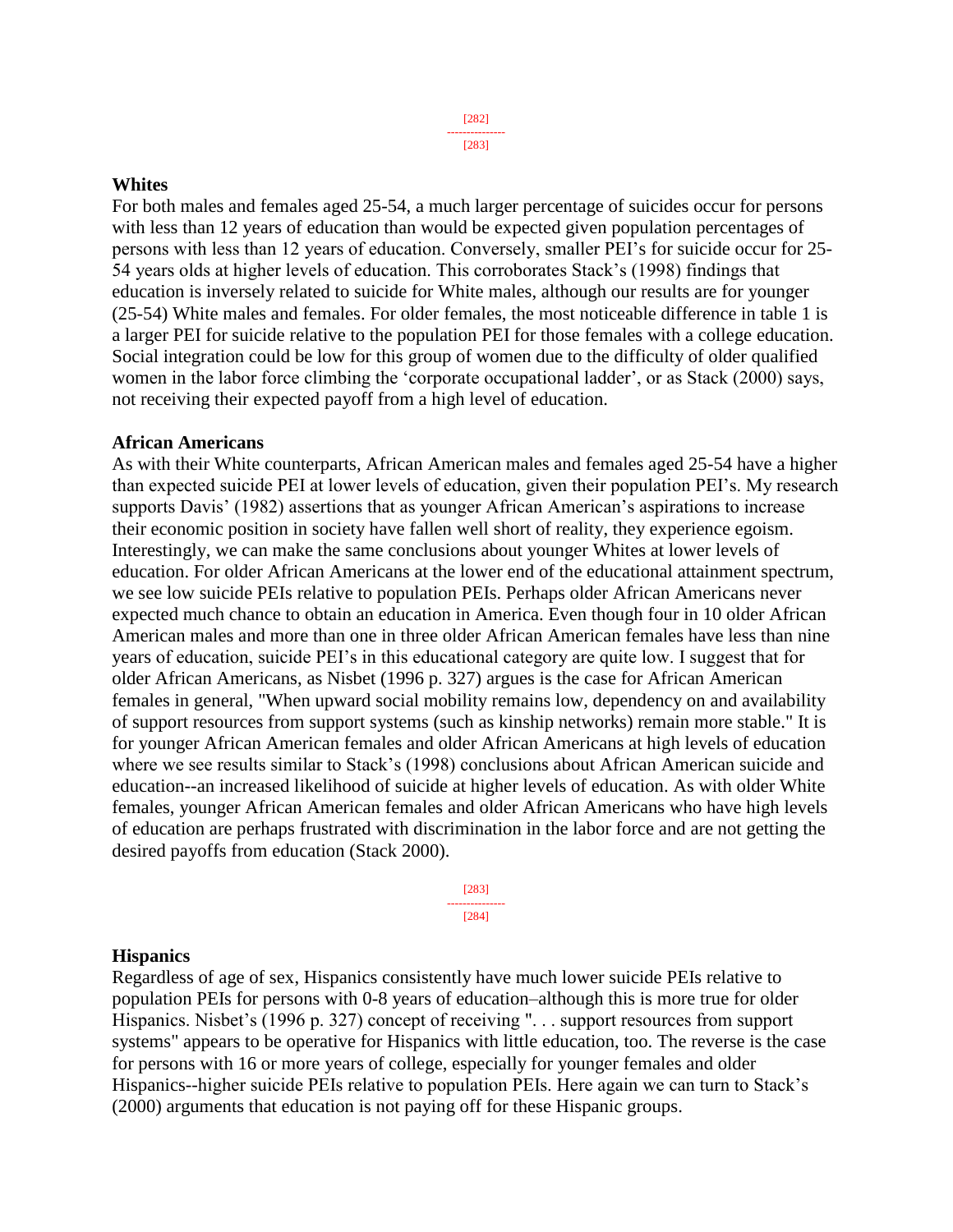### Whites

For both males and females aged 25-54, a much larger percentage of suicides occur for persons with less than 12 years of education than would be expected given population percentages of persons with less than 12 years of education. Conversely, smaller PEI's for suicide occur for 25-54 years olds at higher levels of education. This corroborates Stack's (1998) findings that education is inversely related to suicide for White males, although our results are for younger (25-54) White males and females. For older females, the most noticeable difference in table 1 is a larger PEI for suicide relative to the population PEI for those females with a college education. Social integration could be low for this group of women due to the difficulty of older qualified women in the labor force climbing the 'corporate occupational ladder', or as Stack (2000) says, not receiving their expected payoff from a high level of education.

### African Americans

As with their White counterparts, African American males and females aged 25-54 have a higher than expected suicide PEI at lower levels of education, given their population PEI's. My research supports Davis' (1982) assertions that as younger African American's aspirations to increase their economic position in society have fallen well short of reality, they experience egoism. Interestingly, we can make the same conclusions about younger Whites at lower levels of education. For older African Americans at the lower end of the educational attainment spectrum, we see low suicide PEIs relative to population PEIs. Perhaps older African Americans never expected much chance to obtain an education in America. Even though four in 10 older African American males and more than one in three older African American females have less than nine years of education, suicide PEI's in this educational category are quite low. I suggest that for older African Americans, as Nisbet (1996 p. 327) argues is the case for African American females in general, "When upward social mobility remains low, dependency on and availability of support resources from support systems (such as kinship networks) remain more stable." It is for younger African American females and older African Americans at high levels of education where we see results similar to Stack's (1998) conclusions about African American suicide and education--an increased likelihood of suicide at higher levels of education. As with older White females, younger African American females and older African Americans who have high levels of education are perhaps frustrated with discrimination in the labor force and are not getting the desired payoffs from education (Stack 2000).

### Hispanics

Regardless of age of sex, Hispanics consistently have much lower suicide PEIs relative to population PEIs for persons with 0-8 years of education–although this is more true for older Hispanics. Nisbet's (1996 p. 327) concept of receiving ". . . support resources from support systems" appears to be operative for Hispanics with little education, too. The reverse is the case for persons with 16 or more years of college, especially for younger females and older Hispanics--higher suicide PEIs relative to population PEIs. Here again we can turn to Stack's (2000) arguments that education is not paying off for these Hispanic groups.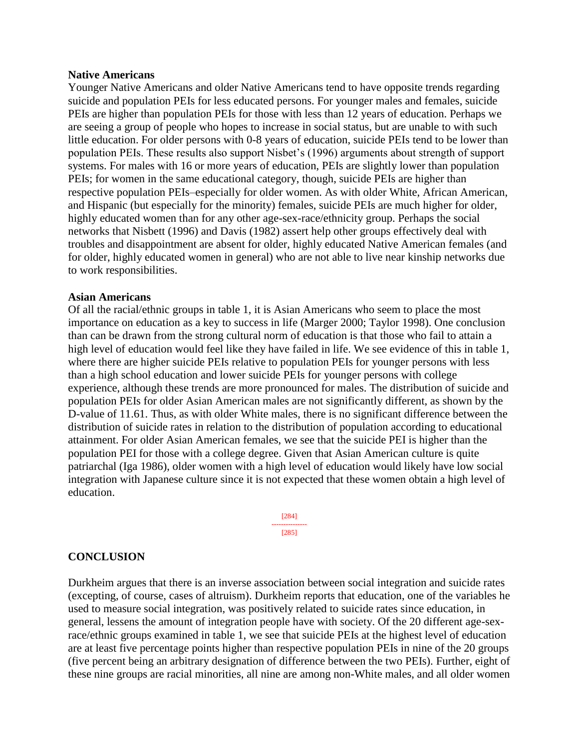**Native Americans**

Younger Native Americans and older Native Americans tend to have opposite trends regarding suicide and population PEIs for less educated persons. For younger males and females, suicide PEIs are higher than population PEIs for those with less than 12 years of education. Perhaps we are seeing a group of people who hopes to increase in social status, but are unable to with such little education. For older persons with 0-8 years of education, suicide PEIs tend to be lower than population PEIs. These results also support Nisbet's (1996) arguments about strength of support systems. For males with 16 or more years of education, PEIs are slightly lower than population PEIs; for women in the same educational category, though, suicide PEIs are higher than respective population PEIs–especially for older women. As with older White, African American, and Hispanic (but especially for the minority) females, suicide PEIs are much higher for older, highly educated women than for any other age-sex-race/ethnicity group. Perhaps the social networks that Nisbett (1996) and Davis (1982) assert help other groups effectively deal with troubles and disappointment are absent for older, highly educated Native American females (and for older, highly educated women in general) who are not able to live near kinship networks due to work responsibilities.

**Asian Americans**

Of all the racial/ethnic groups in table 1, it is Asian Americans who seem to place the most importance on education as a key to success in life (Marger 2000; Taylor 1998). One conclusion than can be drawn from the strong cultural norm of education is that those who fail to attain a high level of education would feel like they have failed in life. We see evidence of this in table 1, where there are higher suicide PEIs relative to population PEIs for younger persons with less than a high school education and lower suicide PEIs for younger persons with college experience, although these trends are more pronounced for males. The distribution of suicide and population PEIs for older Asian American males are not significantly different, as shown by the D-value of 11.61. Thus, as with older White males, there is no significant difference between the distribution of suicide rates in relation to the distribution of population according to educational attainment. For older Asian American females, we see that the suicide PEI is higher than the population PEI for those with a college degree. Given that Asian American culture is quite patriarchal (Iga 1986), older women with a high level of education would likely have low social integration with Japanese culture since it is not expected that these women obtain a high level of education.

## CONCLUSION

Durkheim argues that there is an inverse association between social integration and suicide rates (excepting, of course, cases of altruism). Durkheim reports that education, one of the variables he used to measure social integration, was positively related to suicide rates since education, in general, lessens the amount of integration people have with society. Of the 20 different age-sex-race/ethnic groups examined in table 1, we see that suicide PEIs at the highest level of education are at least five percentage points higher than respective population PEIs in nine of the 20 groups (five percent being an arbitrary designation of difference between the two PEIs). Further, eight of these nine groups are racial minorities, all nine are among non-White males, and all older women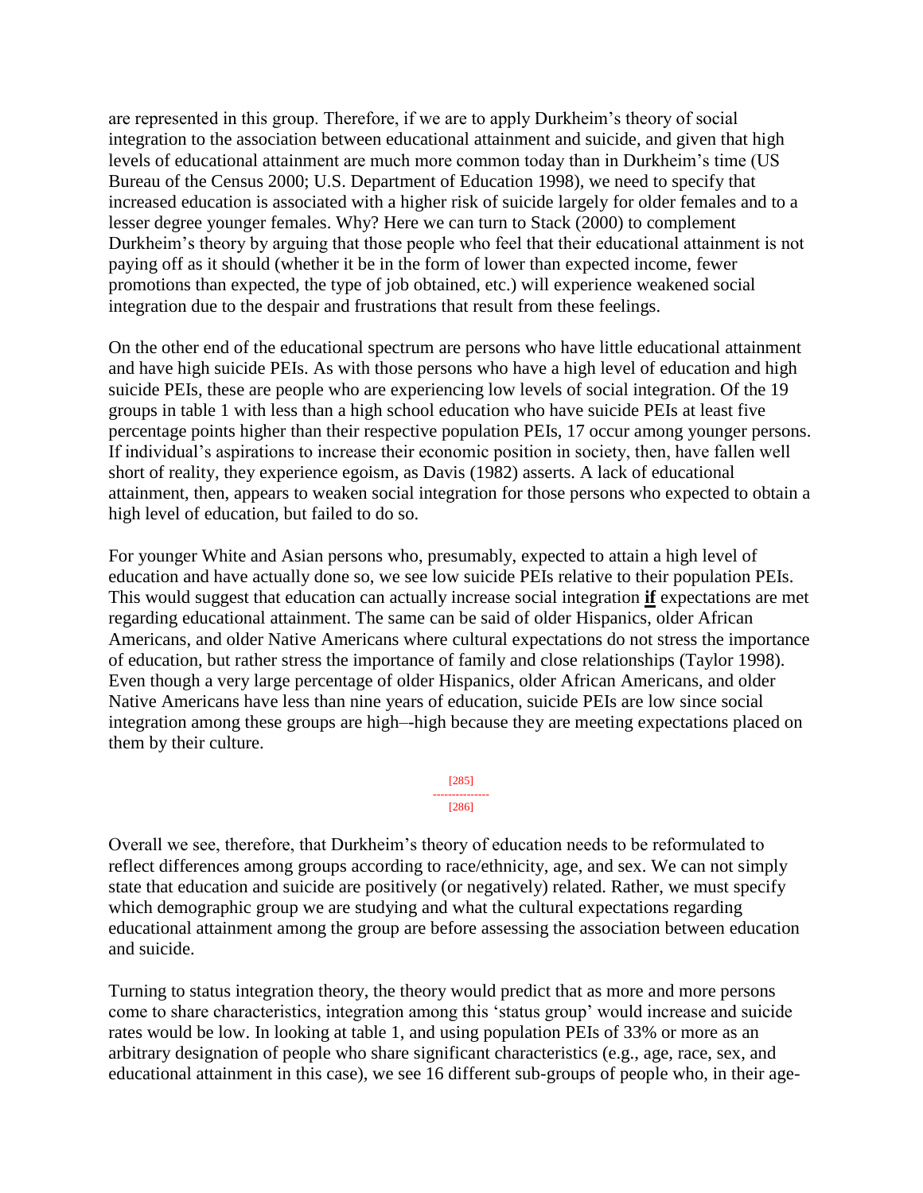are represented in this group. Therefore, if we are to apply Durkheim's theory of social integration to the association between educational attainment and suicide, and given that high levels of educational attainment are much more common today than in Durkheim's time (US Bureau of the Census 2000; U.S. Department of Education 1998), we need to specify that increased education is associated with a higher risk of suicide largely for older females and to a lesser degree younger females. Why? Here we can turn to Stack (2000) to complement Durkheim's theory by arguing that those people who feel that their educational attainment is not paying off as it should (whether it be in the form of lower than expected income, fewer promotions than expected, the type of job obtained, etc.) will experience weakened social integration due to the despair and frustrations that result from these feelings.

On the other end of the educational spectrum are persons who have little educational attainment and have high suicide PEIs. As with those persons who have a high level of education and high suicide PEIs, these are people who are experiencing low levels of social integration. Of the 19 groups in table 1 with less than a high school education who have suicide PEIs at least five percentage points higher than their respective population PEIs, 17 occur among younger persons. If individual's aspirations to increase their economic position in society, then, have fallen well short of reality, they experience egoism, as Davis (1982) asserts. A lack of educational attainment, then, appears to weaken social integration for those persons who expected to obtain a high level of education, but failed to do so.

For younger White and Asian persons who, presumably, expected to attain a high level of education and have actually done so, we see low suicide PEIs relative to their population PEIs. This would suggest that education can actually increase social integration ***if*** expectations are met regarding educational attainment. The same can be said of older Hispanics, older African Americans, and older Native Americans where cultural expectations do not stress the importance of education, but rather stress the importance of family and close relationships (Taylor 1998). Even though a very large percentage of older Hispanics, older African Americans, and older Native Americans have less than nine years of education, suicide PEIs are low since social integration among these groups are high–-high because they are meeting expectations placed on them by their culture.

Overall we see, therefore, that Durkheim's theory of education needs to be reformulated to reflect differences among groups according to race/ethnicity, age, and sex. We can not simply state that education and suicide are positively (or negatively) related. Rather, we must specify which demographic group we are studying and what the cultural expectations regarding educational attainment among the group are before assessing the association between education and suicide.

Turning to status integration theory, the theory would predict that as more and more persons come to share characteristics, integration among this 'status group' would increase and suicide rates would be low. In looking at table 1, and using population PEIs of 33% or more as an arbitrary designation of people who share significant characteristics (e.g., age, race, sex, and educational attainment in this case), we see 16 different sub-groups of people who, in their age-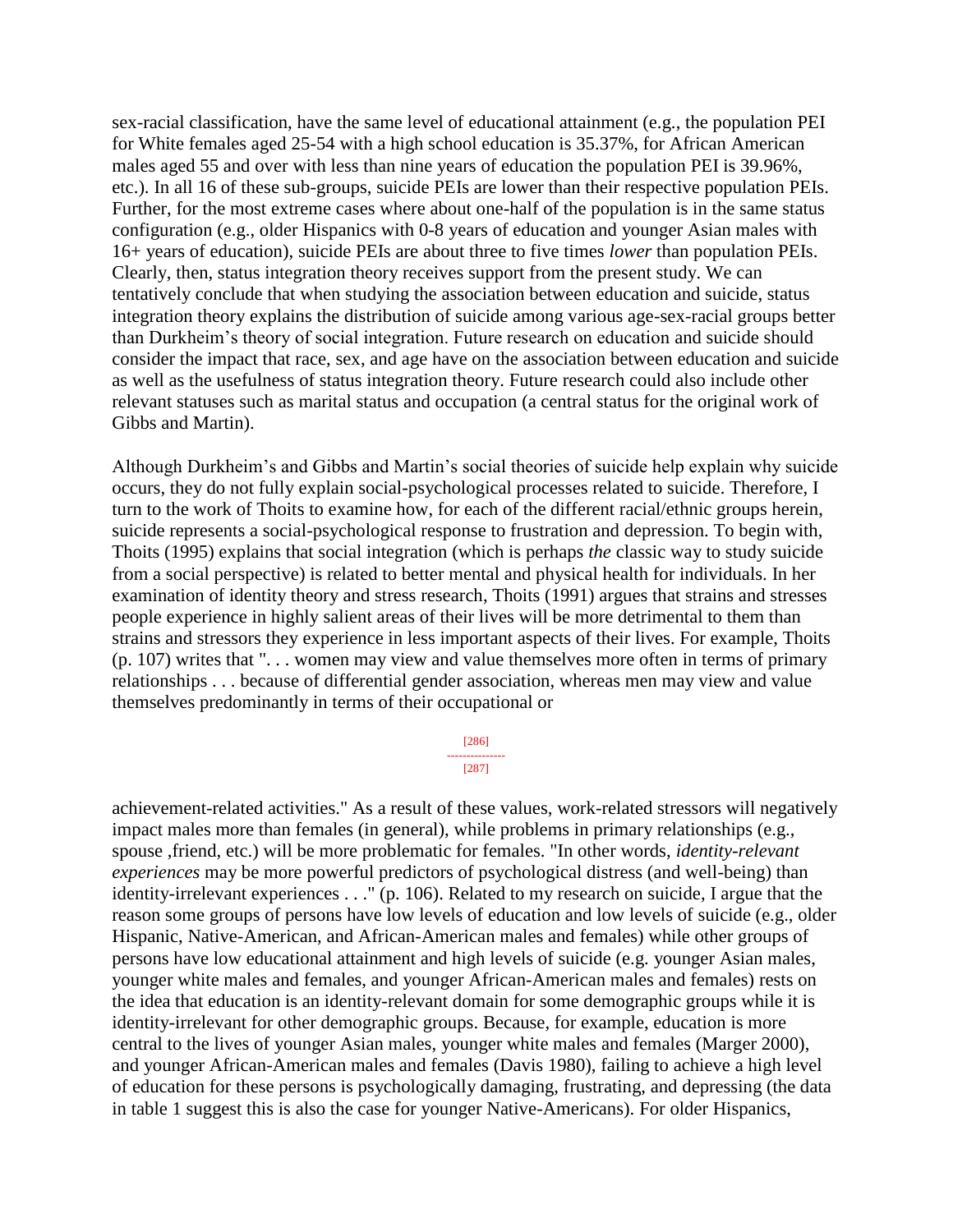sex-racial classification, have the same level of educational attainment (e.g., the population PEI for White females aged 25-54 with a high school education is 35.37%, for African American males aged 55 and over with less than nine years of education the population PEI is 39.96%, etc.). In all 16 of these sub-groups, suicide PEIs are lower than their respective population PEIs. Further, for the most extreme cases where about one-half of the population is in the same status configuration (e.g., older Hispanics with 0-8 years of education and younger Asian males with 16+ years of education), suicide PEIs are about three to five times *lower* than population PEIs. Clearly, then, status integration theory receives support from the present study. We can tentatively conclude that when studying the association between education and suicide, status integration theory explains the distribution of suicide among various age-sex-racial groups better than Durkheim's theory of social integration. Future research on education and suicide should consider the impact that race, sex, and age have on the association between education and suicide as well as the usefulness of status integration theory. Future research could also include other relevant statuses such as marital status and occupation (a central status for the original work of Gibbs and Martin).

Although Durkheim's and Gibbs and Martin's social theories of suicide help explain why suicide occurs, they do not fully explain social-psychological processes related to suicide. Therefore, I turn to the work of Thoits to examine how, for each of the different racial/ethnic groups herein, suicide represents a social-psychological response to frustration and depression. To begin with, Thoits (1995) explains that social integration (which is perhaps *the* classic way to study suicide from a social perspective) is related to better mental and physical health for individuals. In her examination of identity theory and stress research, Thoits (1991) argues that strains and stresses people experience in highly salient areas of their lives will be more detrimental to them than strains and stressors they experience in less important aspects of their lives. For example, Thoits (p. 107) writes that ". . . women may view and value themselves more often in terms of primary relationships . . . because of differential gender association, whereas men may view and value themselves predominantly in terms of their occupational or achievement-related activities." As a result of these values, work-related stressors will negatively impact males more than females (in general), while problems in primary relationships (e.g., spouse ,friend, etc.) will be more problematic for females. "In other words, *identity-relevant experiences* may be more powerful predictors of psychological distress (and well-being) than identity-irrelevant experiences . . ." (p. 106). Related to my research on suicide, I argue that the reason some groups of persons have low levels of education and low levels of suicide (e.g., older Hispanic, Native-American, and African-American males and females) while other groups of persons have low educational attainment and high levels of suicide (e.g. younger Asian males, younger white males and females, and younger African-American males and females) rests on the idea that education is an identity-relevant domain for some demographic groups while it is identity-irrelevant for other demographic groups. Because, for example, education is more central to the lives of younger Asian males, younger white males and females (Marger 2000), and younger African-American males and females (Davis 1980), failing to achieve a high level of education for these persons is psychologically damaging, frustrating, and depressing (the data in table 1 suggest this is also the case for younger Native-Americans). For older Hispanics,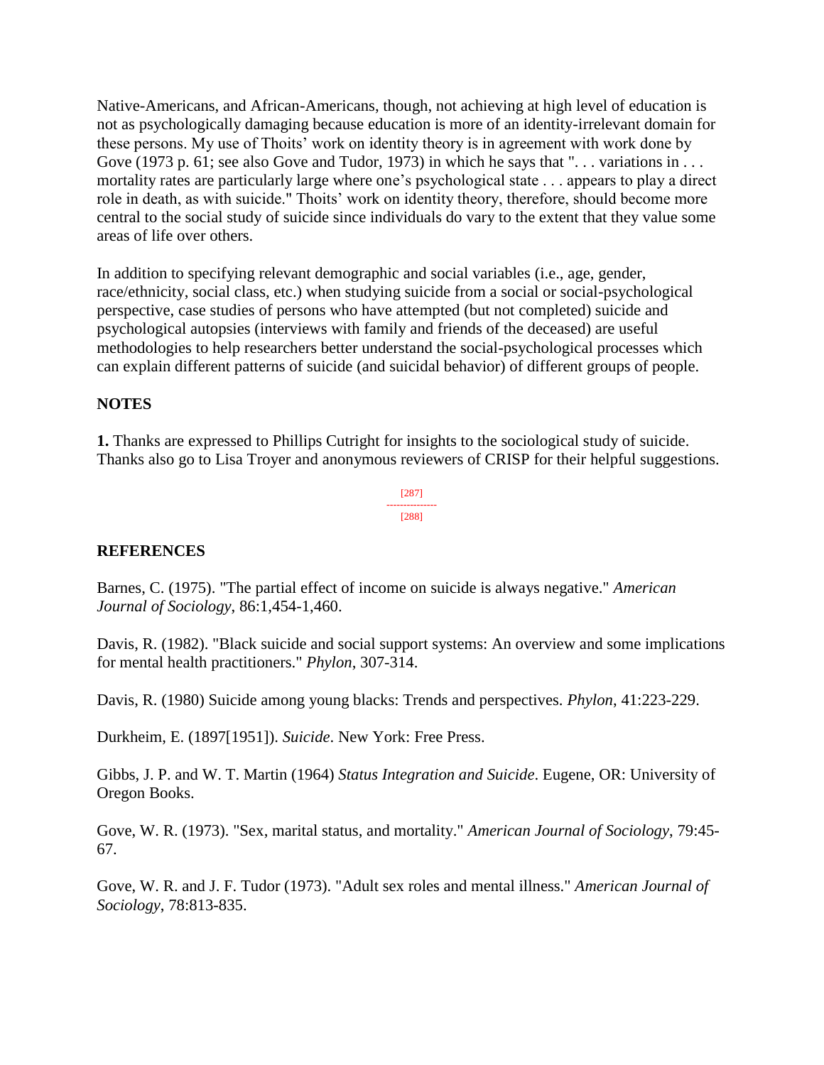Native-Americans, and African-Americans, though, not achieving at high level of education is not as psychologically damaging because education is more of an identity-irrelevant domain for these persons. My use of Thoits' work on identity theory is in agreement with work done by Gove (1973 p. 61; see also Gove and Tudor, 1973) in which he says that ". . . variations in . . . mortality rates are particularly large where one's psychological state . . . appears to play a direct role in death, as with suicide." Thoits' work on identity theory, therefore, should become more central to the social study of suicide since individuals do vary to the extent that they value some areas of life over others.

In addition to specifying relevant demographic and social variables (i.e., age, gender, race/ethnicity, social class, etc.) when studying suicide from a social or social-psychological perspective, case studies of persons who have attempted (but not completed) suicide and psychological autopsies (interviews with family and friends of the deceased) are useful methodologies to help researchers better understand the social-psychological processes which can explain different patterns of suicide (and suicidal behavior) of different groups of people.

## NOTES

**1.** Thanks are expressed to Phillips Cutright for insights to the sociological study of suicide. Thanks also go to Lisa Troyer and anonymous reviewers of CRISP for their helpful suggestions.

## REFERENCES

Barnes, C. (1975). "The partial effect of income on suicide is always negative." *American Journal of Sociology*, 86:1,454-1,460.

Davis, R. (1982). "Black suicide and social support systems: An overview and some implications for mental health practitioners." *Phylon*, 307-314.

Davis, R. (1980) Suicide among young blacks: Trends and perspectives. *Phylon*, 41:223-229.

Durkheim, E. (1897[1951]). *Suicide*. New York: Free Press.

Gibbs, J. P. and W. T. Martin (1964) *Status Integration and Suicide*. Eugene, OR: University of Oregon Books.

Gove, W. R. (1973). "Sex, marital status, and mortality." *American Journal of Sociology*, 79:45-67.

Gove, W. R. and J. F. Tudor (1973). "Adult sex roles and mental illness." *American Journal of Sociology*, 78:813-835.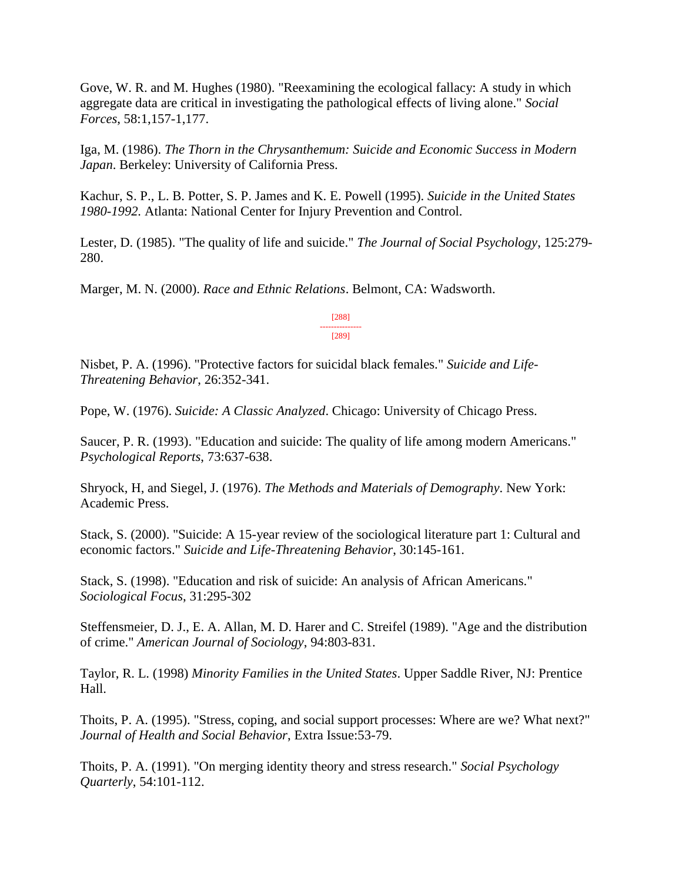Gove, W. R. and M. Hughes (1980). "Reexamining the ecological fallacy: A study in which aggregate data are critical in investigating the pathological effects of living alone." *Social Forces*, 58:1,157-1,177.

Iga, M. (1986). *The Thorn in the Chrysanthemum: Suicide and Economic Success in Modern Japan*. Berkeley: University of California Press.

Kachur, S. P., L. B. Potter, S. P. James and K. E. Powell (1995). *Suicide in the United States 1980-1992.* Atlanta: National Center for Injury Prevention and Control.

Lester, D. (1985). "The quality of life and suicide." *The Journal of Social Psychology*, 125:279-280.

Marger, M. N. (2000). *Race and Ethnic Relations*. Belmont, CA: Wadsworth.

Nisbet, P. A. (1996). "Protective factors for suicidal black females." *Suicide and Life-Threatening Behavior*, 26:352-341.

Pope, W. (1976). *Suicide: A Classic Analyzed*. Chicago: University of Chicago Press.

Saucer, P. R. (1993). "Education and suicide: The quality of life among modern Americans." *Psychological Reports*, 73:637-638.

Shryock, H, and Siegel, J. (1976). *The Methods and Materials of Demography*. New York: Academic Press.

Stack, S. (2000). "Suicide: A 15-year review of the sociological literature part 1: Cultural and economic factors." *Suicide and Life-Threatening Behavior*, 30:145-161.

Stack, S. (1998). "Education and risk of suicide: An analysis of African Americans." *Sociological Focus*, 31:295-302

Steffensmeier, D. J., E. A. Allan, M. D. Harer and C. Streifel (1989). "Age and the distribution of crime." *American Journal of Sociology*, 94:803-831.

Taylor, R. L. (1998) *Minority Families in the United States*. Upper Saddle River, NJ: Prentice Hall.

Thoits, P. A. (1995). "Stress, coping, and social support processes: Where are we? What next?" *Journal of Health and Social Behavior*, Extra Issue:53-79.

Thoits, P. A. (1991). "On merging identity theory and stress research." *Social Psychology Quarterly*, 54:101-112.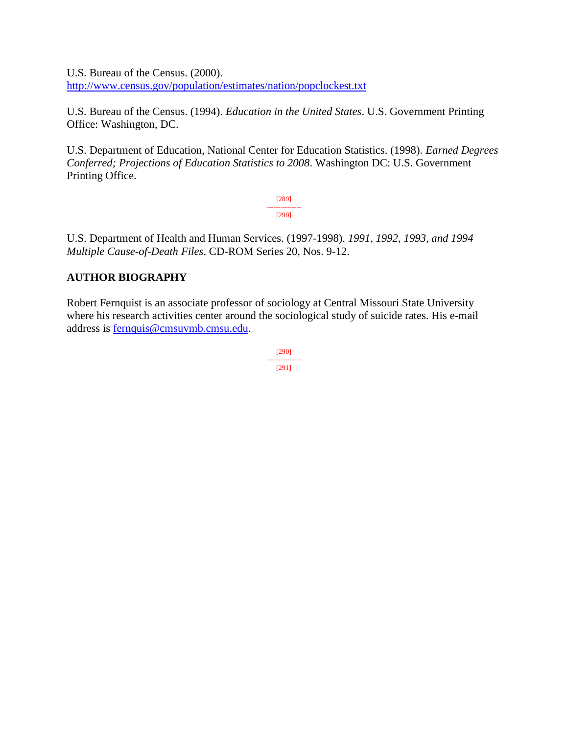U.S. Bureau of the Census. (2000). http://www.census.gov/population/estimates/nation/popclockest.txt

U.S. Bureau of the Census. (1994). *Education in the United States*. U.S. Government Printing Office: Washington, DC.

U.S. Department of Education, National Center for Education Statistics. (1998). *Earned Degrees Conferred; Projections of Education Statistics to 2008*. Washington DC: U.S. Government Printing Office.

U.S. Department of Health and Human Services. (1997-1998). *1991, 1992, 1993, and 1994 Multiple Cause-of-Death Files*. CD-ROM Series 20, Nos. 9-12.

**AUTHOR BIOGRAPHY**

Robert Fernquist is an associate professor of sociology at Central Missouri State University where his research activities center around the sociological study of suicide rates. His e-mail address is fernquis@cmsuvmb.cmsu.edu.